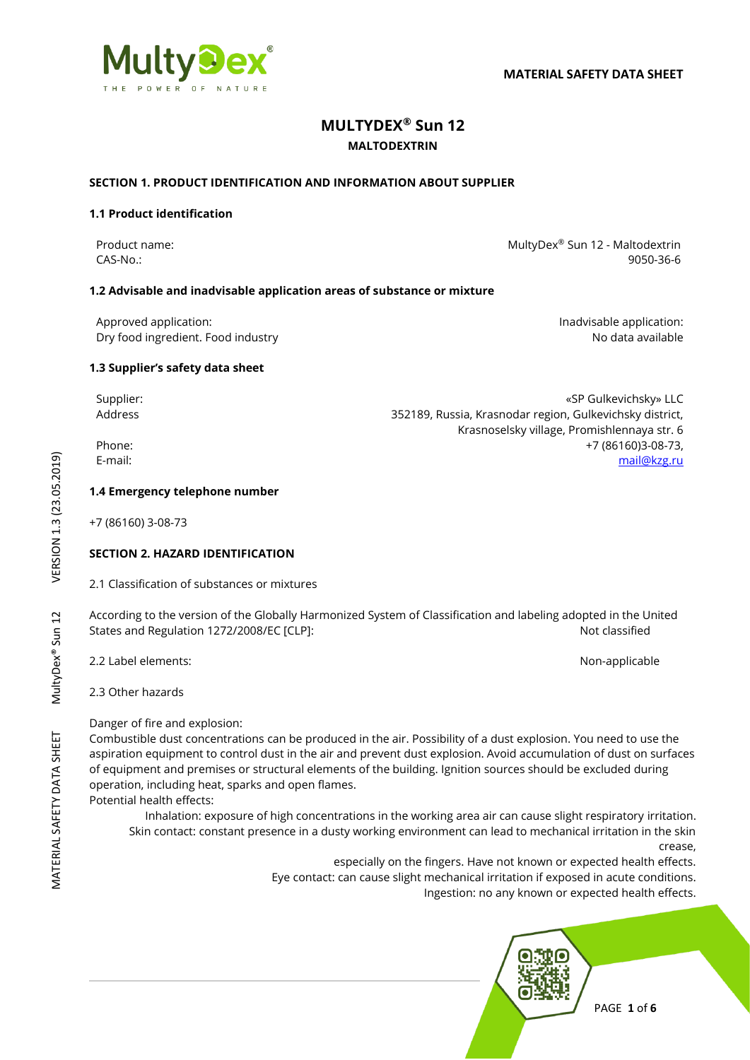MATERIAL SAFETY DATA SHEET

# MULTYDEX® Sun 12

**MALTODEXTRIN**

## SECTION 1. PRODUCT IDENTIFICATION AND INFORMATION ABOUT SUPPLIER

### 1.1 Product identification

Product name: MultyDex® Sun 12 - Maltodextrin
CAS-No.: 9050-36-6

### 1.2 Advisable and inadvisable application areas of substance or mixture

Approved application:
Dry food ingredient. Food industry

Inadvisable application:
No data available

### 1.3 Supplier's safety data sheet

Supplier: «SP Gulkevichsky» LLC
Address: 352189, Russia, Krasnodar region, Gulkevichsky district, Krasnoselsky village, Promishlennaya str. 6
Phone: +7 (86160)3-08-73,
E-mail: mail@kzg.ru

### 1.4 Emergency telephone number

+7 (86160) 3-08-73

## SECTION 2. HAZARD IDENTIFICATION

2.1 Classification of substances or mixtures

According to the version of the Globally Harmonized System of Classification and labeling adopted in the United States and Regulation 1272/2008/EC [CLP]: Not classified

2.2 Label elements: Non-applicable

2.3 Other hazards

Danger of fire and explosion:
Combustible dust concentrations can be produced in the air. Possibility of a dust explosion. You need to use the aspiration equipment to control dust in the air and prevent dust explosion. Avoid accumulation of dust on surfaces of equipment and premises or structural elements of the building. Ignition sources should be excluded during operation, including heat, sparks and open flames.
Potential health effects:
Inhalation: exposure of high concentrations in the working area air can cause slight respiratory irritation.
Skin contact: constant presence in a dusty working environment can lead to mechanical irritation in the skin crease, especially on the fingers. Have not known or expected health effects.
Eye contact: can cause slight mechanical irritation if exposed in acute conditions.
Ingestion: no any known or expected health effects.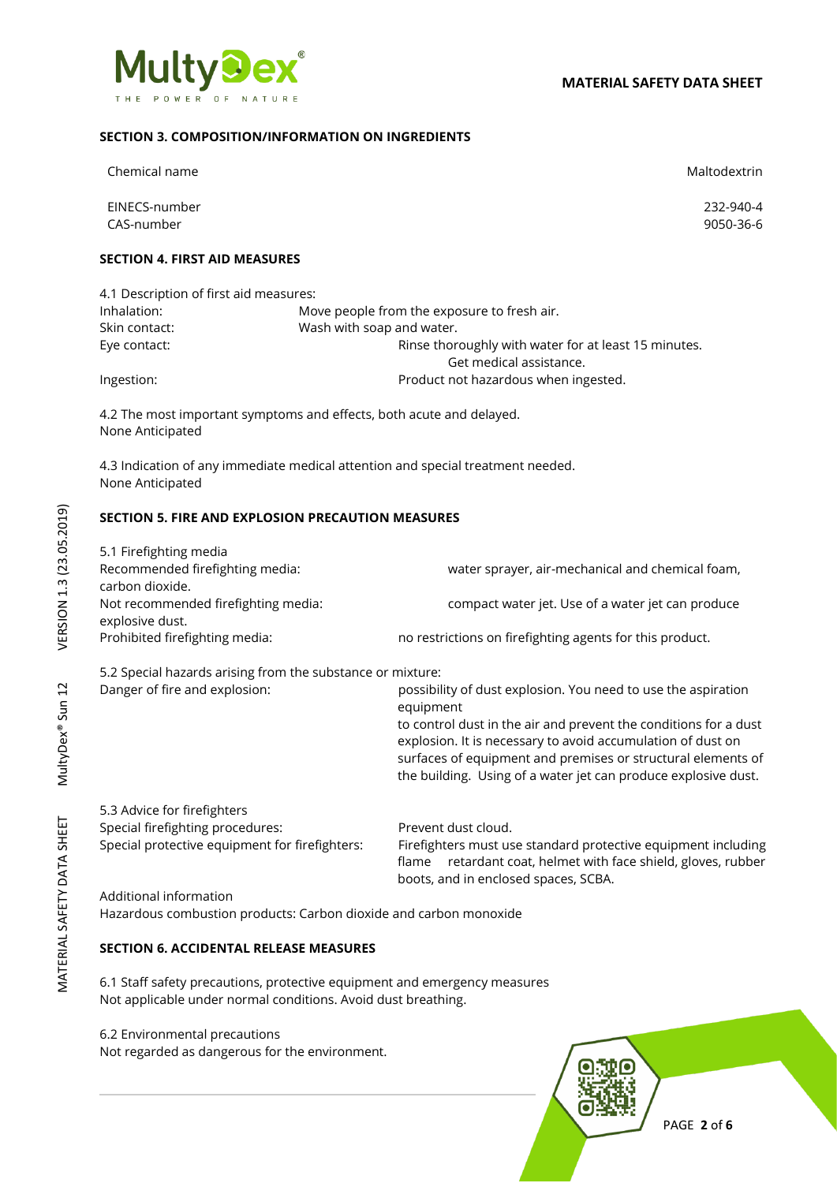## SECTION 3. COMPOSITION/INFORMATION ON INGREDIENTS

| | |
|---|---|
| Chemical name | Maltodextrin |
| EINECS-number | 232-940-4 |
| CAS-number | 9050-36-6 |

## SECTION 4. FIRST AID MEASURES

4.1 Description of first aid measures:

| | |
|---|---|
| Inhalation: | Move people from the exposure to fresh air. |
| Skin contact: | Wash with soap and water. |
| Eye contact: | Rinse thoroughly with water for at least 15 minutes. Get medical assistance. |
| Ingestion: | Product not hazardous when ingested. |

4.2 The most important symptoms and effects, both acute and delayed.
None Anticipated

4.3 Indication of any immediate medical attention and special treatment needed.
None Anticipated

## SECTION 5. FIRE AND EXPLOSION PRECAUTION MEASURES

5.1 Firefighting media

| | |
|---|---|
| Recommended firefighting media: | water sprayer, air-mechanical and chemical foam, carbon dioxide. |
| Not recommended firefighting media: | compact water jet. Use of a water jet can produce explosive dust. |
| Prohibited firefighting media: | no restrictions on firefighting agents for this product. |

5.2 Special hazards arising from the substance or mixture:

| | |
|---|---|
| Danger of fire and explosion: | possibility of dust explosion. You need to use the aspiration equipment to control dust in the air and prevent the conditions for a dust explosion. It is necessary to avoid accumulation of dust on surfaces of equipment and premises or structural elements of the building. Using of a water jet can produce explosive dust. |

5.3 Advice for firefighters

| | |
|---|---|
| Special firefighting procedures: | Prevent dust cloud. |
| Special protective equipment for firefighters: | Firefighters must use standard protective equipment including flame retardant coat, helmet with face shield, gloves, rubber boots, and in enclosed spaces, SCBA. |

Additional information
Hazardous combustion products: Carbon dioxide and carbon monoxide

## SECTION 6. ACCIDENTAL RELEASE MEASURES

6.1 Staff safety precautions, protective equipment and emergency measures
Not applicable under normal conditions. Avoid dust breathing.

6.2 Environmental precautions
Not regarded as dangerous for the environment.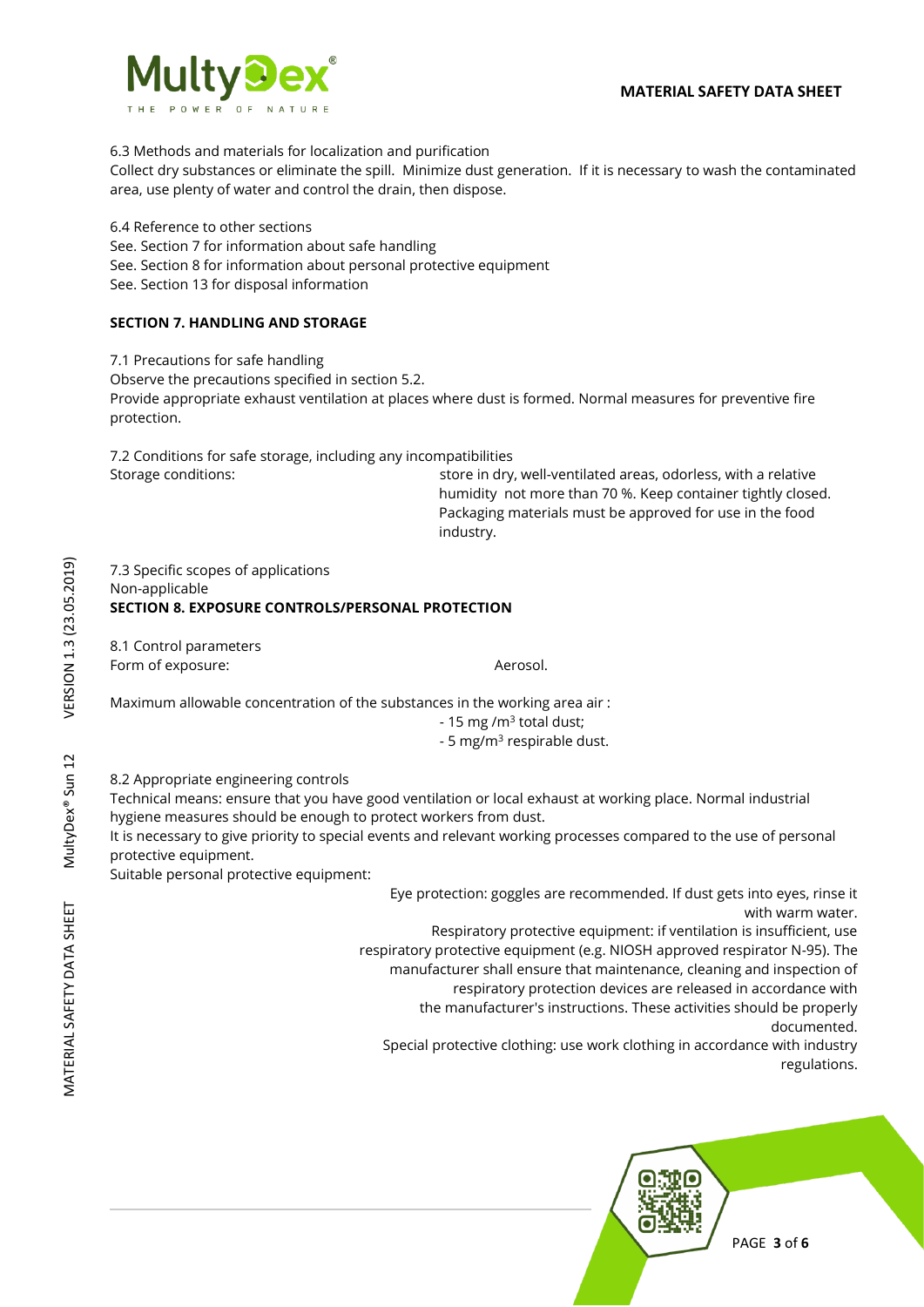6.3 Methods and materials for localization and purification

Collect dry substances or eliminate the spill. Minimize dust generation. If it is necessary to wash the contaminated area, use plenty of water and control the drain, then dispose.

6.4 Reference to other sections

See. Section 7 for information about safe handling

See. Section 8 for information about personal protective equipment

See. Section 13 for disposal information

## SECTION 7. HANDLING AND STORAGE

7.1 Precautions for safe handling

Observe the precautions specified in section 5.2.

Provide appropriate exhaust ventilation at places where dust is formed. Normal measures for preventive fire protection.

7.2 Conditions for safe storage, including any incompatibilities

Storage conditions: store in dry, well-ventilated areas, odorless, with a relative humidity not more than 70 %. Keep container tightly closed. Packaging materials must be approved for use in the food industry.

7.3 Specific scopes of applications

Non-applicable

## SECTION 8. EXPOSURE CONTROLS/PERSONAL PROTECTION

8.1 Control parameters

Form of exposure: Aerosol.

Maximum allowable concentration of the substances in the working area air :

- 15 mg /m$^3$ total dust;
- 5 mg/m$^3$ respirable dust.

8.2 Appropriate engineering controls

Technical means: ensure that you have good ventilation or local exhaust at working place. Normal industrial hygiene measures should be enough to protect workers from dust.

It is necessary to give priority to special events and relevant working processes compared to the use of personal protective equipment.

Suitable personal protective equipment:

Eye protection: goggles are recommended. If dust gets into eyes, rinse it with warm water.

Respiratory protective equipment: if ventilation is insufficient, use respiratory protective equipment (e.g. NIOSH approved respirator N-95). The manufacturer shall ensure that maintenance, cleaning and inspection of respiratory protection devices are released in accordance with the manufacturer's instructions. These activities should be properly documented.

Special protective clothing: use work clothing in accordance with industry regulations.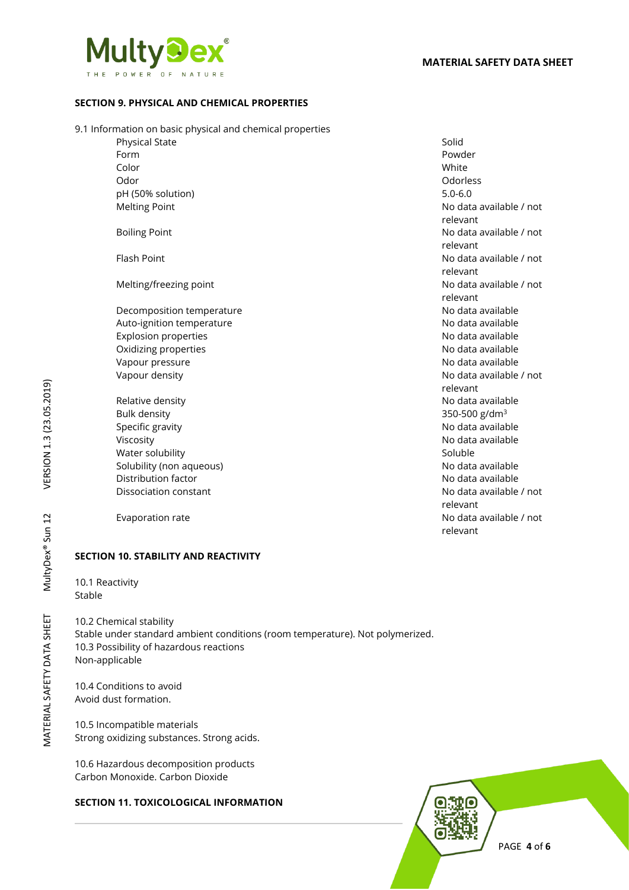## SECTION 9. PHYSICAL AND CHEMICAL PROPERTIES

9.1 Information on basic physical and chemical properties

| Property | Value |
|---|---|
| Physical State | Solid |
| Form | Powder |
| Color | White |
| Odor | Odorless |
| pH (50% solution) | 5.0-6.0 |
| Melting Point | No data available / not relevant |
| Boiling Point | No data available / not relevant |
| Flash Point | No data available / not relevant |
| Melting/freezing point | No data available / not relevant |
| Decomposition temperature | No data available |
| Auto-ignition temperature | No data available |
| Explosion properties | No data available |
| Oxidizing properties | No data available |
| Vapour pressure | No data available |
| Vapour density | No data available / not relevant |
| Relative density | No data available |
| Bulk density | 350-500 g/dm$^3$ |
| Specific gravity | No data available |
| Viscosity | No data available |
| Water solubility | Soluble |
| Solubility (non aqueous) | No data available |
| Distribution factor | No data available |
| Dissociation constant | No data available / not relevant |
| Evaporation rate | No data available / not relevant |

## SECTION 10. STABILITY AND REACTIVITY

10.1 Reactivity
Stable

10.2 Chemical stability
Stable under standard ambient conditions (room temperature). Not polymerized.
10.3 Possibility of hazardous reactions
Non-applicable

10.4 Conditions to avoid
Avoid dust formation.

10.5 Incompatible materials
Strong oxidizing substances. Strong acids.

10.6 Hazardous decomposition products
Carbon Monoxide. Carbon Dioxide

## SECTION 11. TOXICOLOGICAL INFORMATION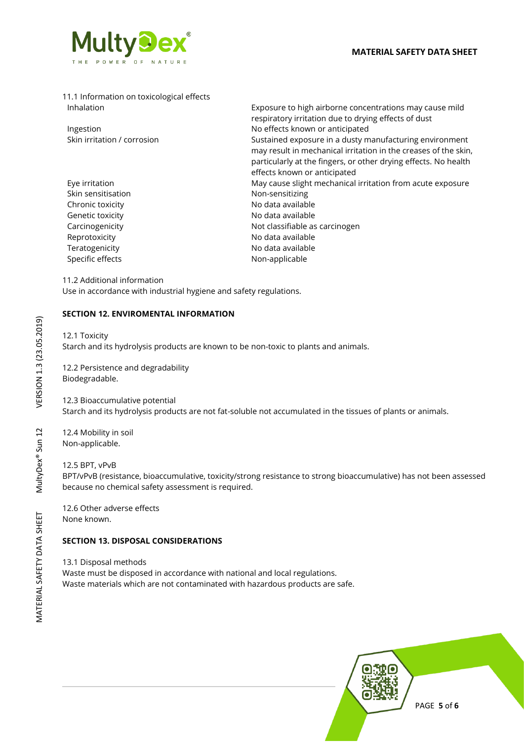11.1 Information on toxicological effects

| | |
|---|---|
| Inhalation | Exposure to high airborne concentrations may cause mild respiratory irritation due to drying effects of dust |
| Ingestion | No effects known or anticipated |
| Skin irritation / corrosion | Sustained exposure in a dusty manufacturing environment may result in mechanical irritation in the creases of the skin, particularly at the fingers, or other drying effects. No health effects known or anticipated |
| Eye irritation | May cause slight mechanical irritation from acute exposure |
| Skin sensitisation | Non-sensitizing |
| Chronic toxicity | No data available |
| Genetic toxicity | No data available |
| Carcinogenicity | Not classifiable as carcinogen |
| Reprotoxicity | No data available |
| Teratogenicity | No data available |
| Specific effects | Non-applicable |

11.2 Additional information

Use in accordance with industrial hygiene and safety regulations.

## SECTION 12. ENVIROMENTAL INFORMATION

12.1 Toxicity

Starch and its hydrolysis products are known to be non-toxic to plants and animals.

12.2 Persistence and degradability

Biodegradable.

12.3 Bioaccumulative potential

Starch and its hydrolysis products are not fat-soluble not accumulated in the tissues of plants or animals.

12.4 Mobility in soil

Non-applicable.

12.5 BPT, vPvB

BPT/vPvB (resistance, bioaccumulative, toxicity/strong resistance to strong bioaccumulative) has not been assessed because no chemical safety assessment is required.

12.6 Other adverse effects

None known.

## SECTION 13. DISPOSAL CONSIDERATIONS

13.1 Disposal methods

Waste must be disposed in accordance with national and local regulations.

Waste materials which are not contaminated with hazardous products are safe.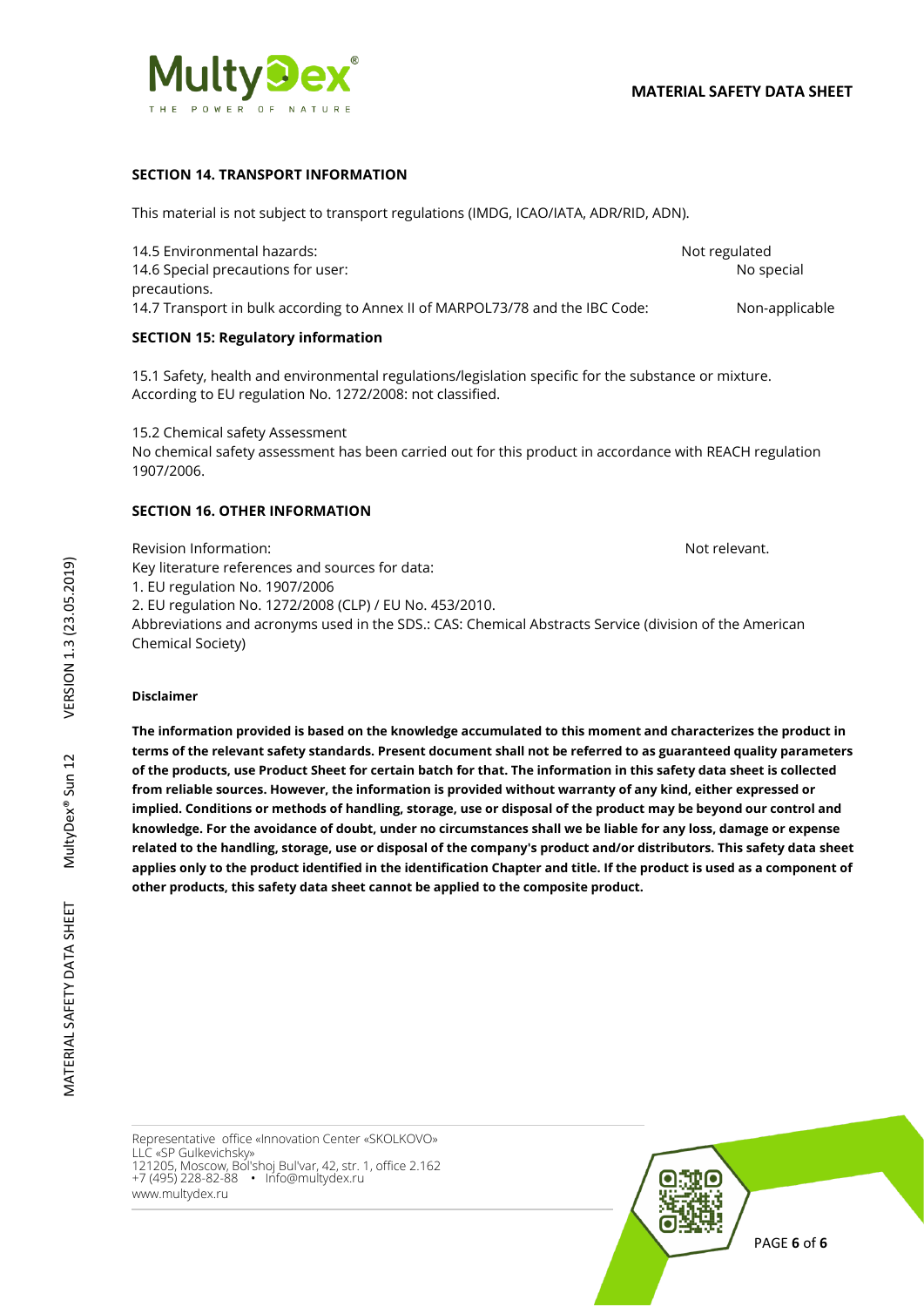## SECTION 14. TRANSPORT INFORMATION

This material is not subject to transport regulations (IMDG, ICAO/IATA, ADR/RID, ADN).

14.5 Environmental hazards: Not regulated
14.6 Special precautions for user: No special precautions.
14.7 Transport in bulk according to Annex II of MARPOL73/78 and the IBC Code: Non-applicable

## SECTION 15: Regulatory information

15.1 Safety, health and environmental regulations/legislation specific for the substance or mixture.
According to EU regulation No. 1272/2008: not classified.

15.2 Chemical safety Assessment
No chemical safety assessment has been carried out for this product in accordance with REACH regulation 1907/2006.

## SECTION 16. OTHER INFORMATION

Revision Information: Not relevant.
Key literature references and sources for data:
1. EU regulation No. 1907/2006
2. EU regulation No. 1272/2008 (CLP) / EU No. 453/2010.
Abbreviations and acronyms used in the SDS.: CAS: Chemical Abstracts Service (division of the American Chemical Society)

**Disclaimer**

**The information provided is based on the knowledge accumulated to this moment and characterizes the product in terms of the relevant safety standards. Present document shall not be referred to as guaranteed quality parameters of the products, use Product Sheet for certain batch for that. The information in this safety data sheet is collected from reliable sources. However, the information is provided without warranty of any kind, either expressed or implied. Conditions or methods of handling, storage, use or disposal of the product may be beyond our control and knowledge. For the avoidance of doubt, under no circumstances shall we be liable for any loss, damage or expense related to the handling, storage, use or disposal of the company's product and/or distributors. This safety data sheet applies only to the product identified in the identification Chapter and title. If the product is used as a component of other products, this safety data sheet cannot be applied to the composite product.**

Representative office «Innovation Center «SKOLKOVO»
LLC «SP Gulkevichsky»
121205, Moscow, Bol'shoj Bul'var, 42, str. 1, office 2.162
+7 (495) 228-82-88 • info@multydex.ru
www.multydex.ru